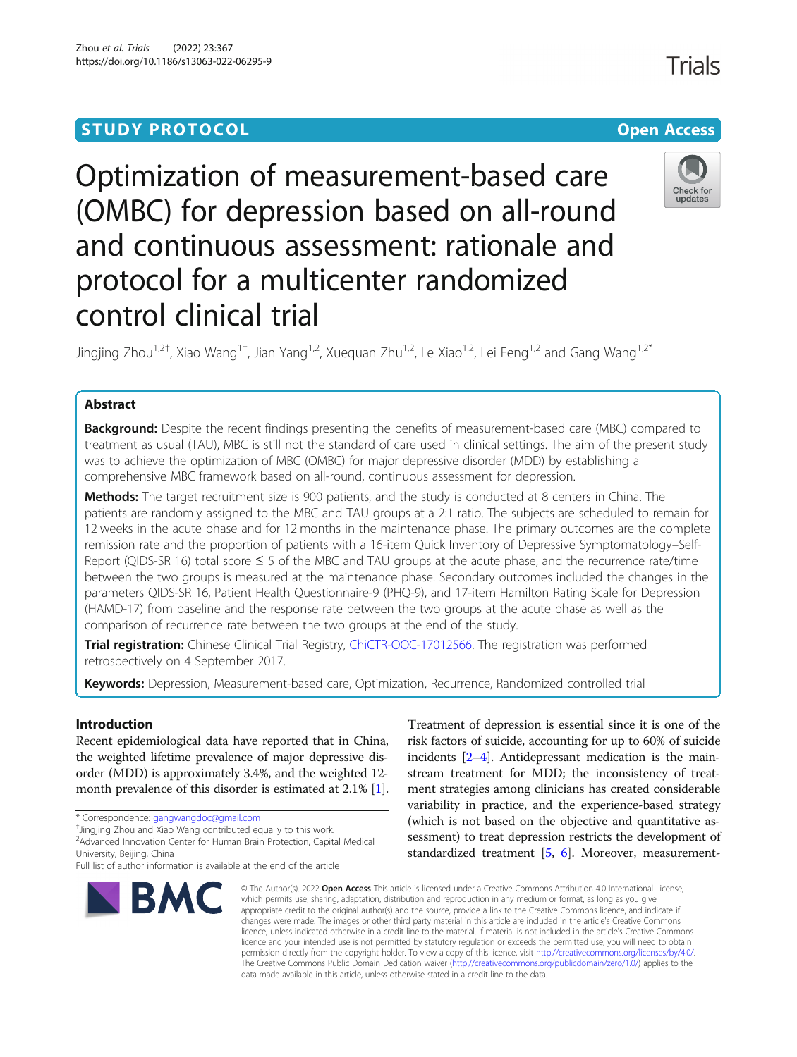STUDY PROTOCOL

Open Access

# Optimization of measurement-based care (OMBC) for depression based on all-round and continuous assessment: rationale and protocol for a multicenter randomized control clinical trial

Jingjing Zhou[1,2†], Xiao Wang[1†], Jian Yang[1,2], Xuequan Zhu[1,2], Le Xiao[1,2], Lei Feng[1,2] and Gang Wang[1,2*]

## Abstract

**Background:** Despite the recent findings presenting the benefits of measurement-based care (MBC) compared to treatment as usual (TAU), MBC is still not the standard of care used in clinical settings. The aim of the present study was to achieve the optimization of MBC (OMBC) for major depressive disorder (MDD) by establishing a comprehensive MBC framework based on all-round, continuous assessment for depression.

**Methods:** The target recruitment size is 900 patients, and the study is conducted at 8 centers in China. The patients are randomly assigned to the MBC and TAU groups at a 2:1 ratio. The subjects are scheduled to remain for 12 weeks in the acute phase and for 12 months in the maintenance phase. The primary outcomes are the complete remission rate and the proportion of patients with a 16-item Quick Inventory of Depressive Symptomatology–Self-Report (QIDS-SR 16) total score ≤ 5 of the MBC and TAU groups at the acute phase, and the recurrence rate/time between the two groups is measured at the maintenance phase. Secondary outcomes included the changes in the parameters QIDS-SR 16, Patient Health Questionnaire-9 (PHQ-9), and 17-item Hamilton Rating Scale for Depression (HAMD-17) from baseline and the response rate between the two groups at the acute phase as well as the comparison of recurrence rate between the two groups at the end of the study.

**Trial registration:** Chinese Clinical Trial Registry, ChiCTR-OOC-17012566. The registration was performed retrospectively on 4 September 2017.

**Keywords:** Depression, Measurement-based care, Optimization, Recurrence, Randomized controlled trial

## Introduction

Recent epidemiological data have reported that in China, the weighted lifetime prevalence of major depressive disorder (MDD) is approximately 3.4%, and the weighted 12-month prevalence of this disorder is estimated at 2.1% [1].

Treatment of depression is essential since it is one of the risk factors of suicide, accounting for up to 60% of suicide incidents [2–4]. Antidepressant medication is the mainstream treatment for MDD; the inconsistency of treatment strategies among clinicians has created considerable variability in practice, and the experience-based strategy (which is not based on the objective and quantitative assessment) to treat depression restricts the development of standardized treatment [5, 6]. Moreover, measurement-

\* Correspondence: gangwangdoc@gmail.com

†Jingjing Zhou and Xiao Wang contributed equally to this work.

[2]Advanced Innovation Center for Human Brain Protection, Capital Medical University, Beijing, China

Full list of author information is available at the end of the article

© The Author(s). 2022 **Open Access** This article is licensed under a Creative Commons Attribution 4.0 International License, which permits use, sharing, adaptation, distribution and reproduction in any medium or format, as long as you give appropriate credit to the original author(s) and the source, provide a link to the Creative Commons licence, and indicate if changes were made. The images or other third party material in this article are included in the article's Creative Commons licence, unless indicated otherwise in a credit line to the material. If material is not included in the article's Creative Commons licence and your intended use is not permitted by statutory regulation or exceeds the permitted use, you will need to obtain permission directly from the copyright holder. To view a copy of this licence, visit http://creativecommons.org/licenses/by/4.0/. The Creative Commons Public Domain Dedication waiver (http://creativecommons.org/publicdomain/zero/1.0/) applies to the data made available in this article, unless otherwise stated in a credit line to the data.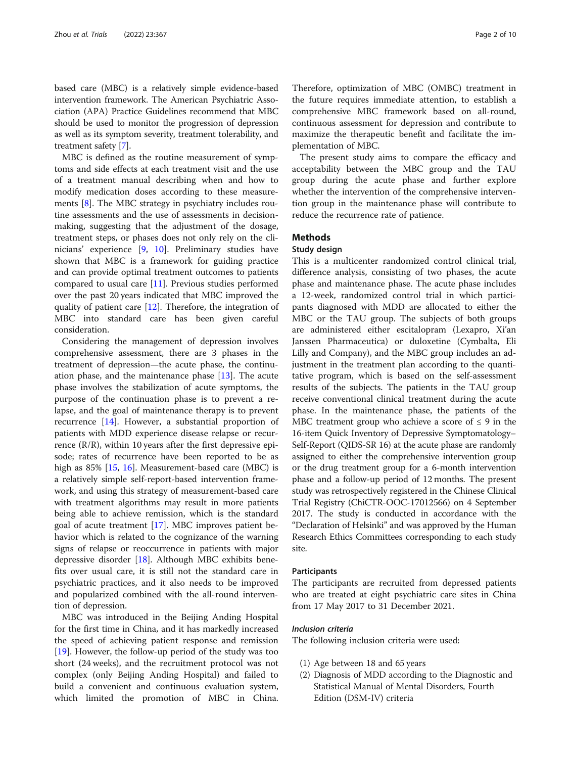based care (MBC) is a relatively simple evidence-based intervention framework. The American Psychiatric Association (APA) Practice Guidelines recommend that MBC should be used to monitor the progression of depression as well as its symptom severity, treatment tolerability, and treatment safety [7].

MBC is defined as the routine measurement of symptoms and side effects at each treatment visit and the use of a treatment manual describing when and how to modify medication doses according to these measurements [8]. The MBC strategy in psychiatry includes routine assessments and the use of assessments in decision-making, suggesting that the adjustment of the dosage, treatment steps, or phases does not only rely on the clinicians' experience [9, 10]. Preliminary studies have shown that MBC is a framework for guiding practice and can provide optimal treatment outcomes to patients compared to usual care [11]. Previous studies performed over the past 20 years indicated that MBC improved the quality of patient care [12]. Therefore, the integration of MBC into standard care has been given careful consideration.

Considering the management of depression involves comprehensive assessment, there are 3 phases in the treatment of depression—the acute phase, the continuation phase, and the maintenance phase [13]. The acute phase involves the stabilization of acute symptoms, the purpose of the continuation phase is to prevent a relapse, and the goal of maintenance therapy is to prevent recurrence [14]. However, a substantial proportion of patients with MDD experience disease relapse or recurrence (R/R), within 10 years after the first depressive episode; rates of recurrence have been reported to be as high as 85% [15, 16]. Measurement-based care (MBC) is a relatively simple self-report-based intervention framework, and using this strategy of measurement-based care with treatment algorithms may result in more patients being able to achieve remission, which is the standard goal of acute treatment [17]. MBC improves patient behavior which is related to the cognizance of the warning signs of relapse or reoccurrence in patients with major depressive disorder [18]. Although MBC exhibits benefits over usual care, it is still not the standard care in psychiatric practices, and it also needs to be improved and popularized combined with the all-round intervention of depression.

MBC was introduced in the Beijing Anding Hospital for the first time in China, and it has markedly increased the speed of achieving patient response and remission [19]. However, the follow-up period of the study was too short (24 weeks), and the recruitment protocol was not complex (only Beijing Anding Hospital) and failed to build a convenient and continuous evaluation system, which limited the promotion of MBC in China. Therefore, optimization of MBC (OMBC) treatment in the future requires immediate attention, to establish a comprehensive MBC framework based on all-round, continuous assessment for depression and contribute to maximize the therapeutic benefit and facilitate the implementation of MBC.

The present study aims to compare the efficacy and acceptability between the MBC group and the TAU group during the acute phase and further explore whether the intervention of the comprehensive intervention group in the maintenance phase will contribute to reduce the recurrence rate of patience.

## Methods

### Study design

This is a multicenter randomized control clinical trial, difference analysis, consisting of two phases, the acute phase and maintenance phase. The acute phase includes a 12-week, randomized control trial in which participants diagnosed with MDD are allocated to either the MBC or the TAU group. The subjects of both groups are administered either escitalopram (Lexapro, Xi'an Janssen Pharmaceutica) or duloxetine (Cymbalta, Eli Lilly and Company), and the MBC group includes an adjustment in the treatment plan according to the quantitative program, which is based on the self-assessment results of the subjects. The patients in the TAU group receive conventional clinical treatment during the acute phase. In the maintenance phase, the patients of the MBC treatment group who achieve a score of ≤ 9 in the 16-item Quick Inventory of Depressive Symptomatology–Self-Report (QIDS-SR 16) at the acute phase are randomly assigned to either the comprehensive intervention group or the drug treatment group for a 6-month intervention phase and a follow-up period of 12 months. The present study was retrospectively registered in the Chinese Clinical Trial Registry (ChiCTR-OOC-17012566) on 4 September 2017. The study is conducted in accordance with the "Declaration of Helsinki" and was approved by the Human Research Ethics Committees corresponding to each study site.

### Participants

The participants are recruited from depressed patients who are treated at eight psychiatric care sites in China from 17 May 2017 to 31 December 2021.

#### *Inclusion criteria*

The following inclusion criteria were used:

(1) Age between 18 and 65 years
(2) Diagnosis of MDD according to the Diagnostic and Statistical Manual of Mental Disorders, Fourth Edition (DSM-IV) criteria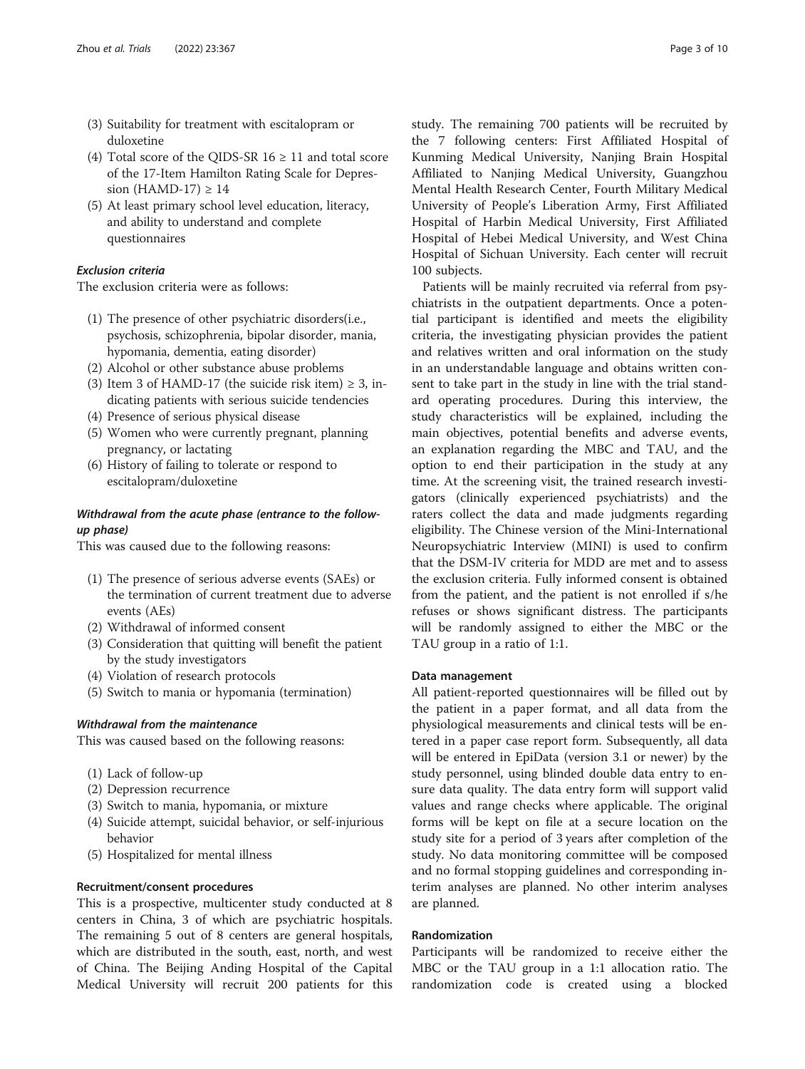(3) Suitability for treatment with escitalopram or duloxetine
(4) Total score of the QIDS-SR 16 ≥ 11 and total score of the 17-Item Hamilton Rating Scale for Depression (HAMD-17) ≥ 14
(5) At least primary school level education, literacy, and ability to understand and complete questionnaires

#### *Exclusion criteria*

The exclusion criteria were as follows:

(1) The presence of other psychiatric disorders(i.e., psychosis, schizophrenia, bipolar disorder, mania, hypomania, dementia, eating disorder)
(2) Alcohol or other substance abuse problems
(3) Item 3 of HAMD-17 (the suicide risk item) ≥ 3, indicating patients with serious suicide tendencies
(4) Presence of serious physical disease
(5) Women who were currently pregnant, planning pregnancy, or lactating
(6) History of failing to tolerate or respond to escitalopram/duloxetine

#### *Withdrawal from the acute phase (entrance to the follow-up phase)*

This was caused due to the following reasons:

(1) The presence of serious adverse events (SAEs) or the termination of current treatment due to adverse events (AEs)
(2) Withdrawal of informed consent
(3) Consideration that quitting will benefit the patient by the study investigators
(4) Violation of research protocols
(5) Switch to mania or hypomania (termination)

#### *Withdrawal from the maintenance*

This was caused based on the following reasons:

(1) Lack of follow-up
(2) Depression recurrence
(3) Switch to mania, hypomania, or mixture
(4) Suicide attempt, suicidal behavior, or self-injurious behavior
(5) Hospitalized for mental illness

### Recruitment/consent procedures

This is a prospective, multicenter study conducted at 8 centers in China, 3 of which are psychiatric hospitals. The remaining 5 out of 8 centers are general hospitals, which are distributed in the south, east, north, and west of China. The Beijing Anding Hospital of the Capital Medical University will recruit 200 patients for this study. The remaining 700 patients will be recruited by the 7 following centers: First Affiliated Hospital of Kunming Medical University, Nanjing Brain Hospital Affiliated to Nanjing Medical University, Guangzhou Mental Health Research Center, Fourth Military Medical University of People's Liberation Army, First Affiliated Hospital of Harbin Medical University, First Affiliated Hospital of Hebei Medical University, and West China Hospital of Sichuan University. Each center will recruit 100 subjects.

Patients will be mainly recruited via referral from psychiatrists in the outpatient departments. Once a potential participant is identified and meets the eligibility criteria, the investigating physician provides the patient and relatives written and oral information on the study in an understandable language and obtains written consent to take part in the study in line with the trial standard operating procedures. During this interview, the study characteristics will be explained, including the main objectives, potential benefits and adverse events, an explanation regarding the MBC and TAU, and the option to end their participation in the study at any time. At the screening visit, the trained research investigators (clinically experienced psychiatrists) and the raters collect the data and made judgments regarding eligibility. The Chinese version of the Mini-International Neuropsychiatric Interview (MINI) is used to confirm that the DSM-IV criteria for MDD are met and to assess the exclusion criteria. Fully informed consent is obtained from the patient, and the patient is not enrolled if s/he refuses or shows significant distress. The participants will be randomly assigned to either the MBC or the TAU group in a ratio of 1:1.

### Data management

All patient-reported questionnaires will be filled out by the patient in a paper format, and all data from the physiological measurements and clinical tests will be entered in a paper case report form. Subsequently, all data will be entered in EpiData (version 3.1 or newer) by the study personnel, using blinded double data entry to ensure data quality. The data entry form will support valid values and range checks where applicable. The original forms will be kept on file at a secure location on the study site for a period of 3 years after completion of the study. No data monitoring committee will be composed and no formal stopping guidelines and corresponding interim analyses are planned. No other interim analyses are planned.

### Randomization

Participants will be randomized to receive either the MBC or the TAU group in a 1:1 allocation ratio. The randomization code is created using a blocked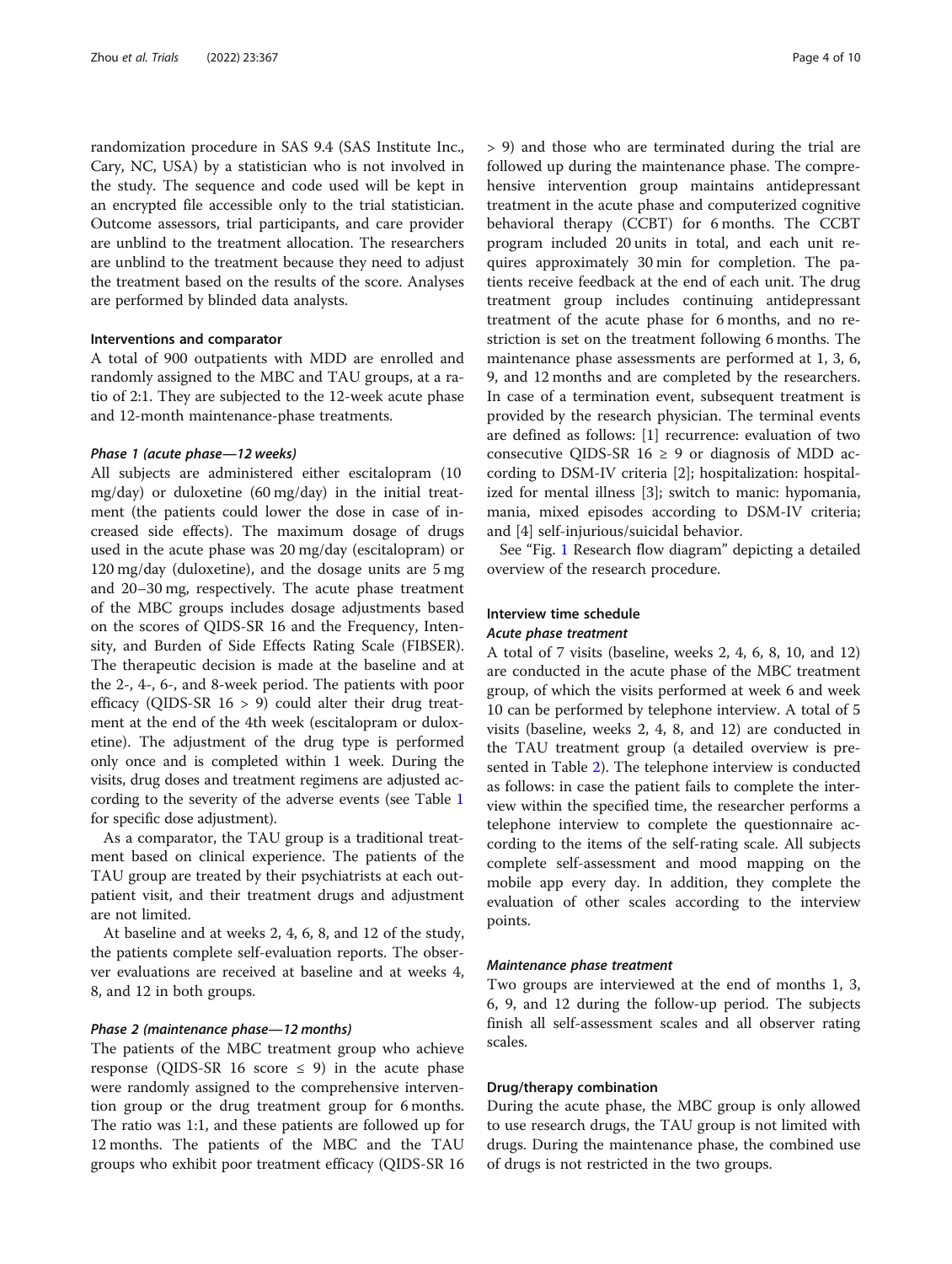randomization procedure in SAS 9.4 (SAS Institute Inc., Cary, NC, USA) by a statistician who is not involved in the study. The sequence and code used will be kept in an encrypted file accessible only to the trial statistician. Outcome assessors, trial participants, and care provider are unblind to the treatment allocation. The researchers are unblind to the treatment because they need to adjust the treatment based on the results of the score. Analyses are performed by blinded data analysts.

### Interventions and comparator

A total of 900 outpatients with MDD are enrolled and randomly assigned to the MBC and TAU groups, at a ratio of 2:1. They are subjected to the 12-week acute phase and 12-month maintenance-phase treatments.

#### *Phase 1 (acute phase—12 weeks)*

All subjects are administered either escitalopram (10 mg/day) or duloxetine (60 mg/day) in the initial treatment (the patients could lower the dose in case of increased side effects). The maximum dosage of drugs used in the acute phase was 20 mg/day (escitalopram) or 120 mg/day (duloxetine), and the dosage units are 5 mg and 20–30 mg, respectively. The acute phase treatment of the MBC groups includes dosage adjustments based on the scores of QIDS-SR 16 and the Frequency, Intensity, and Burden of Side Effects Rating Scale (FIBSER). The therapeutic decision is made at the baseline and at the 2-, 4-, 6-, and 8-week period. The patients with poor efficacy (QIDS-SR 16 > 9) could alter their drug treatment at the end of the 4th week (escitalopram or duloxetine). The adjustment of the drug type is performed only once and is completed within 1 week. During the visits, drug doses and treatment regimens are adjusted according to the severity of the adverse events (see Table 1 for specific dose adjustment).

As a comparator, the TAU group is a traditional treatment based on clinical experience. The patients of the TAU group are treated by their psychiatrists at each outpatient visit, and their treatment drugs and adjustment are not limited.

At baseline and at weeks 2, 4, 6, 8, and 12 of the study, the patients complete self-evaluation reports. The observer evaluations are received at baseline and at weeks 4, 8, and 12 in both groups.

#### *Phase 2 (maintenance phase—12 months)*

The patients of the MBC treatment group who achieve response (QIDS-SR 16 score ≤ 9) in the acute phase were randomly assigned to the comprehensive intervention group or the drug treatment group for 6 months. The ratio was 1:1, and these patients are followed up for 12 months. The patients of the MBC and the TAU groups who exhibit poor treatment efficacy (QIDS-SR 16 > 9) and those who are terminated during the trial are followed up during the maintenance phase. The comprehensive intervention group maintains antidepressant treatment in the acute phase and computerized cognitive behavioral therapy (CCBT) for 6 months. The CCBT program included 20 units in total, and each unit requires approximately 30 min for completion. The patients receive feedback at the end of each unit. The drug treatment group includes continuing antidepressant treatment of the acute phase for 6 months, and no restriction is set on the treatment following 6 months. The maintenance phase assessments are performed at 1, 3, 6, 9, and 12 months and are completed by the researchers. In case of a termination event, subsequent treatment is provided by the research physician. The terminal events are defined as follows: [1] recurrence: evaluation of two consecutive QIDS-SR 16 ≥ 9 or diagnosis of MDD according to DSM-IV criteria [2]; hospitalization: hospitalized for mental illness [3]; switch to manic: hypomania, mania, mixed episodes according to DSM-IV criteria; and [4] self-injurious/suicidal behavior.

See "Fig. 1 Research flow diagram" depicting a detailed overview of the research procedure.

### Interview time schedule

#### *Acute phase treatment*

A total of 7 visits (baseline, weeks 2, 4, 6, 8, 10, and 12) are conducted in the acute phase of the MBC treatment group, of which the visits performed at week 6 and week 10 can be performed by telephone interview. A total of 5 visits (baseline, weeks 2, 4, 8, and 12) are conducted in the TAU treatment group (a detailed overview is presented in Table 2). The telephone interview is conducted as follows: in case the patient fails to complete the interview within the specified time, the researcher performs a telephone interview to complete the questionnaire according to the items of the self-rating scale. All subjects complete self-assessment and mood mapping on the mobile app every day. In addition, they complete the evaluation of other scales according to the interview points.

#### *Maintenance phase treatment*

Two groups are interviewed at the end of months 1, 3, 6, 9, and 12 during the follow-up period. The subjects finish all self-assessment scales and all observer rating scales.

### Drug/therapy combination

During the acute phase, the MBC group is only allowed to use research drugs, the TAU group is not limited with drugs. During the maintenance phase, the combined use of drugs is not restricted in the two groups.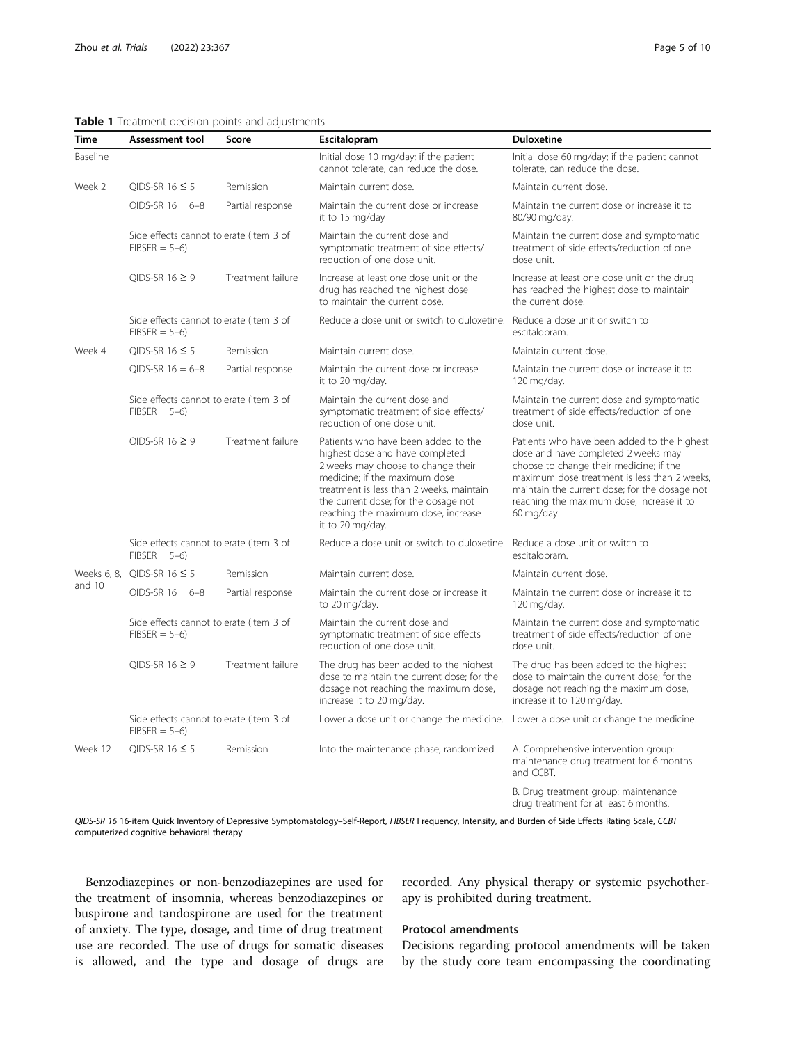**Table 1** Treatment decision points and adjustments

| Time | Assessment tool | Score | Escitalopram | Duloxetine |
| --- | --- | --- | --- | --- |
| Baseline | | | Initial dose 10 mg/day; if the patient cannot tolerate, can reduce the dose. | Initial dose 60 mg/day; if the patient cannot tolerate, can reduce the dose. |
| Week 2 | QIDS-SR 16 ≤ 5 | Remission | Maintain current dose. | Maintain current dose. |
| | QIDS-SR 16 = 6–8 | Partial response | Maintain the current dose or increase it to 15 mg/day | Maintain the current dose or increase it to 80/90 mg/day. |
| | Side effects cannot tolerate (item 3 of FIBSER = 5–6) | | Maintain the current dose and symptomatic treatment of side effects/ reduction of one dose unit. | Maintain the current dose and symptomatic treatment of side effects/reduction of one dose unit. |
| | QIDS-SR 16 ≥ 9 | Treatment failure | Increase at least one dose unit or the drug has reached the highest dose to maintain the current dose. | Increase at least one dose unit or the drug has reached the highest dose to maintain the current dose. |
| | Side effects cannot tolerate (item 3 of FIBSER = 5–6) | | Reduce a dose unit or switch to duloxetine. | Reduce a dose unit or switch to escitalopram. |
| Week 4 | QIDS-SR 16 ≤ 5 | Remission | Maintain current dose. | Maintain current dose. |
| | QIDS-SR 16 = 6–8 | Partial response | Maintain the current dose or increase it to 20 mg/day. | Maintain the current dose or increase it to 120 mg/day. |
| | Side effects cannot tolerate (item 3 of FIBSER = 5–6) | | Maintain the current dose and symptomatic treatment of side effects/ reduction of one dose unit. | Maintain the current dose and symptomatic treatment of side effects/reduction of one dose unit. |
| | QIDS-SR 16 ≥ 9 | Treatment failure | Patients who have been added to the highest dose and have completed 2 weeks may choose to change their medicine; if the maximum dose treatment is less than 2 weeks, maintain the current dose; for the dosage not reaching the maximum dose, increase it to 20 mg/day. | Patients who have been added to the highest dose and have completed 2 weeks may choose to change their medicine; if the maximum dose treatment is less than 2 weeks, maintain the current dose; for the dosage not reaching the maximum dose, increase it to 60 mg/day. |
| | Side effects cannot tolerate (item 3 of FIBSER = 5–6) | | Reduce a dose unit or switch to duloxetine. | Reduce a dose unit or switch to escitalopram. |
| Weeks 6, 8, and 10 | QIDS-SR 16 ≤ 5 | Remission | Maintain current dose. | Maintain current dose. |
| | QIDS-SR 16 = 6–8 | Partial response | Maintain the current dose or increase it to 20 mg/day. | Maintain the current dose or increase it to 120 mg/day. |
| | Side effects cannot tolerate (item 3 of FIBSER = 5–6) | | Maintain the current dose and symptomatic treatment of side effects reduction of one dose unit. | Maintain the current dose and symptomatic treatment of side effects/reduction of one dose unit. |
| | QIDS-SR 16 ≥ 9 | Treatment failure | The drug has been added to the highest dose to maintain the current dose; for the dosage not reaching the maximum dose, increase it to 20 mg/day. | The drug has been added to the highest dose to maintain the current dose; for the dosage not reaching the maximum dose, increase it to 120 mg/day. |
| | Side effects cannot tolerate (item 3 of FIBSER = 5–6) | | Lower a dose unit or change the medicine. | Lower a dose unit or change the medicine. |
| Week 12 | QIDS-SR 16 ≤ 5 | Remission | Into the maintenance phase, randomized. | A. Comprehensive intervention group: maintenance drug treatment for 6 months and CCBT. |
| | | | | B. Drug treatment group: maintenance drug treatment for at least 6 months. |

*QIDS-SR 16* 16-item Quick Inventory of Depressive Symptomatology–Self-Report, *FIBSER* Frequency, Intensity, and Burden of Side Effects Rating Scale, *CCBT* computerized cognitive behavioral therapy

Benzodiazepines or non-benzodiazepines are used for the treatment of insomnia, whereas benzodiazepines or buspirone and tandospirone are used for the treatment of anxiety. The type, dosage, and time of drug treatment use are recorded. The use of drugs for somatic diseases is allowed, and the type and dosage of drugs are recorded. Any physical therapy or systemic psychotherapy is prohibited during treatment.

## Protocol amendments

Decisions regarding protocol amendments will be taken by the study core team encompassing the coordinating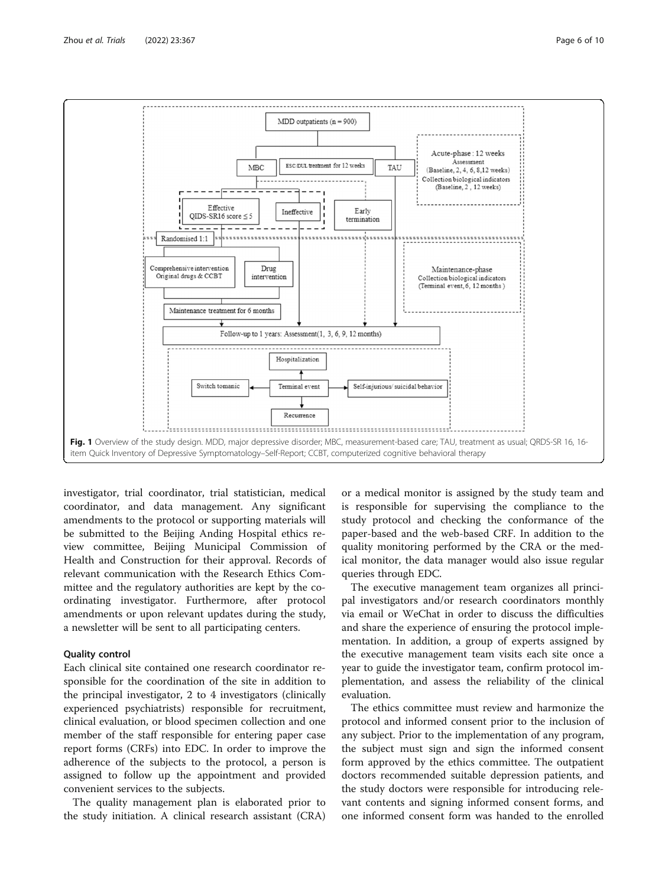Fig. 1 Overview of the study design. MDD, major depressive disorder; MBC, measurement-based care; TAU, treatment as usual; QRDS-SR 16, 16-item Quick Inventory of Depressive Symptomatology–Self-Report; CCBT, computerized cognitive behavioral therapy

investigator, trial coordinator, trial statistician, medical coordinator, and data management. Any significant amendments to the protocol or supporting materials will be submitted to the Beijing Anding Hospital ethics review committee, Beijing Municipal Commission of Health and Construction for their approval. Records of relevant communication with the Research Ethics Committee and the regulatory authorities are kept by the coordinating investigator. Furthermore, after protocol amendments or upon relevant updates during the study, a newsletter will be sent to all participating centers.

## Quality control

Each clinical site contained one research coordinator responsible for the coordination of the site in addition to the principal investigator, 2 to 4 investigators (clinically experienced psychiatrists) responsible for recruitment, clinical evaluation, or blood specimen collection and one member of the staff responsible for entering paper case report forms (CRFs) into EDC. In order to improve the adherence of the subjects to the protocol, a person is assigned to follow up the appointment and provided convenient services to the subjects.

The quality management plan is elaborated prior to the study initiation. A clinical research assistant (CRA) or a medical monitor is assigned by the study team and is responsible for supervising the compliance to the study protocol and checking the conformance of the paper-based and the web-based CRF. In addition to the quality monitoring performed by the CRA or the medical monitor, the data manager would also issue regular queries through EDC.

The executive management team organizes all principal investigators and/or research coordinators monthly via email or WeChat in order to discuss the difficulties and share the experience of ensuring the protocol implementation. In addition, a group of experts assigned by the executive management team visits each site once a year to guide the investigator team, confirm protocol implementation, and assess the reliability of the clinical evaluation.

The ethics committee must review and harmonize the protocol and informed consent prior to the inclusion of any subject. Prior to the implementation of any program, the subject must sign and sign the informed consent form approved by the ethics committee. The outpatient doctors recommended suitable depression patients, and the study doctors were responsible for introducing relevant contents and signing informed consent forms, and one informed consent form was handed to the enrolled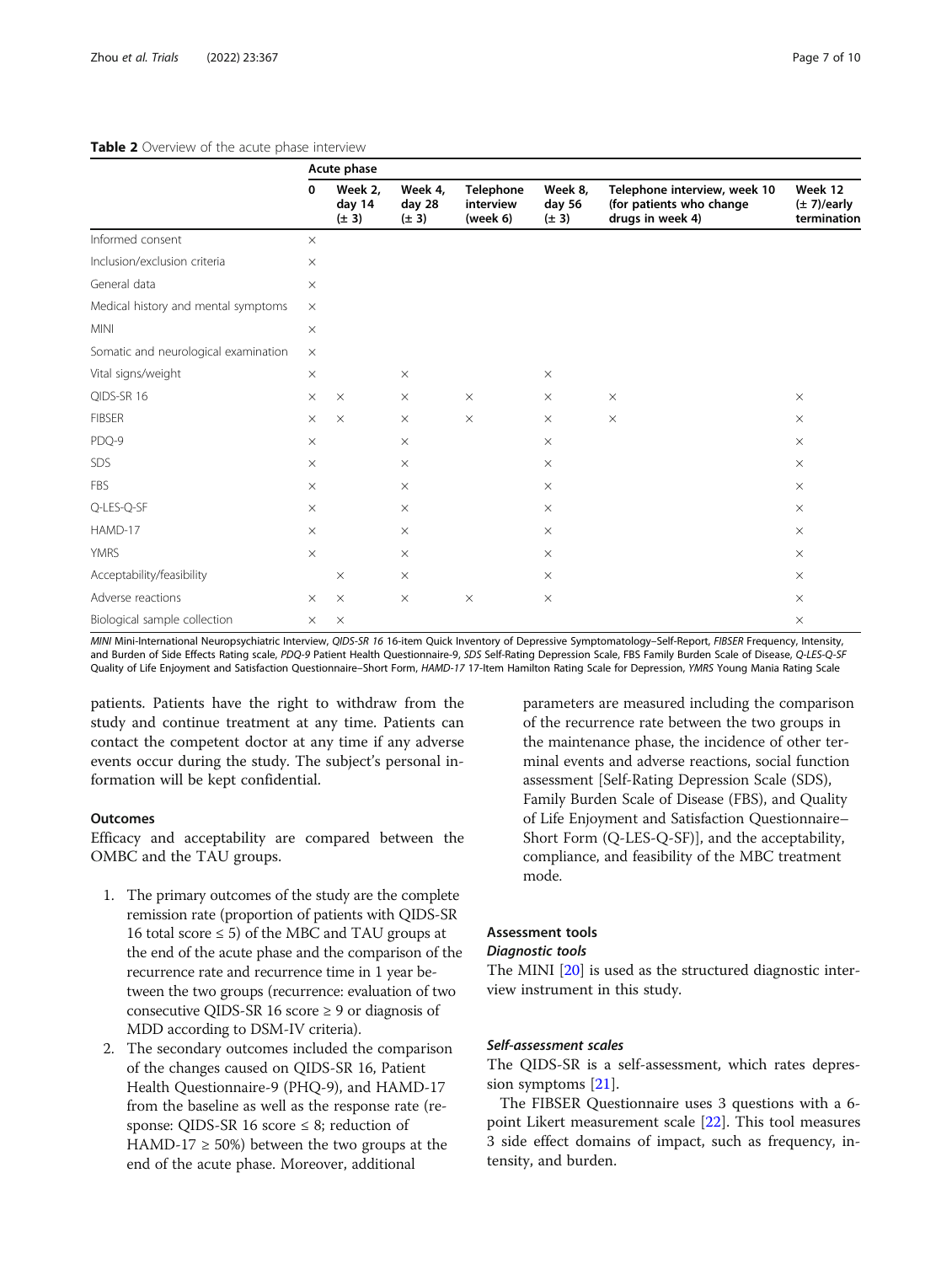**Table 2** Overview of the acute phase interview

| | Acute phase | | | | | | |
|---|---|---|---|---|---|---|---|
| | 0 | Week 2, day 14 (± 3) | Week 4, day 28 (± 3) | Telephone interview (week 6) | Week 8, day 56 (± 3) | Telephone interview, week 10 (for patients who change drugs in week 4) | Week 12 (± 7)/early termination |
| Informed consent | × | | | | | | |
| Inclusion/exclusion criteria | × | | | | | | |
| General data | × | | | | | | |
| Medical history and mental symptoms | × | | | | | | |
| MINI | × | | | | | | |
| Somatic and neurological examination | × | | | | | | |
| Vital signs/weight | × | | × | | × | | |
| QIDS-SR 16 | × | × | × | × | × | × | × |
| FIBSER | × | × | × | × | × | × | × |
| PDQ-9 | × | | × | | × | | × |
| SDS | × | | × | | × | | × |
| FBS | × | | × | | × | | × |
| Q-LES-Q-SF | × | | × | | × | | × |
| HAMD-17 | × | | × | | × | | × |
| YMRS | × | | × | | × | | × |
| Acceptability/feasibility | | × | × | | × | | × |
| Adverse reactions | × | × | × | × | × | | × |
| Biological sample collection | × | × | | | | | × |

*MINI* Mini-International Neuropsychiatric Interview, *QIDS-SR 16* 16-item Quick Inventory of Depressive Symptomatology–Self-Report, *FIBSER* Frequency, Intensity, and Burden of Side Effects Rating scale, *PDQ-9* Patient Health Questionnaire-9, *SDS* Self-Rating Depression Scale, FBS Family Burden Scale of Disease, *Q-LES-Q-SF* Quality of Life Enjoyment and Satisfaction Questionnaire–Short Form, *HAMD-17* 17-Item Hamilton Rating Scale for Depression, *YMRS* Young Mania Rating Scale

patients. Patients have the right to withdraw from the study and continue treatment at any time. Patients can contact the competent doctor at any time if any adverse events occur during the study. The subject's personal information will be kept confidential.

### Outcomes

Efficacy and acceptability are compared between the OMBC and the TAU groups.

1. The primary outcomes of the study are the complete remission rate (proportion of patients with QIDS-SR 16 total score ≤ 5) of the MBC and TAU groups at the end of the acute phase and the comparison of the recurrence rate and recurrence time in 1 year between the two groups (recurrence: evaluation of two consecutive QIDS-SR 16 score ≥ 9 or diagnosis of MDD according to DSM-IV criteria).
2. The secondary outcomes included the comparison of the changes caused on QIDS-SR 16, Patient Health Questionnaire-9 (PHQ-9), and HAMD-17 from the baseline as well as the response rate (response: QIDS-SR 16 score ≤ 8; reduction of HAMD-17 ≥ 50%) between the two groups at the end of the acute phase. Moreover, additional parameters are measured including the comparison of the recurrence rate between the two groups in the maintenance phase, the incidence of other terminal events and adverse reactions, social function assessment [Self-Rating Depression Scale (SDS), Family Burden Scale of Disease (FBS), and Quality of Life Enjoyment and Satisfaction Questionnaire–Short Form (Q-LES-Q-SF)], and the acceptability, compliance, and feasibility of the MBC treatment mode.

### Assessment tools

#### *Diagnostic tools*

The MINI [20] is used as the structured diagnostic interview instrument in this study.

#### *Self-assessment scales*

The QIDS-SR is a self-assessment, which rates depression symptoms [21].

The FIBSER Questionnaire uses 3 questions with a 6-point Likert measurement scale [22]. This tool measures 3 side effect domains of impact, such as frequency, intensity, and burden.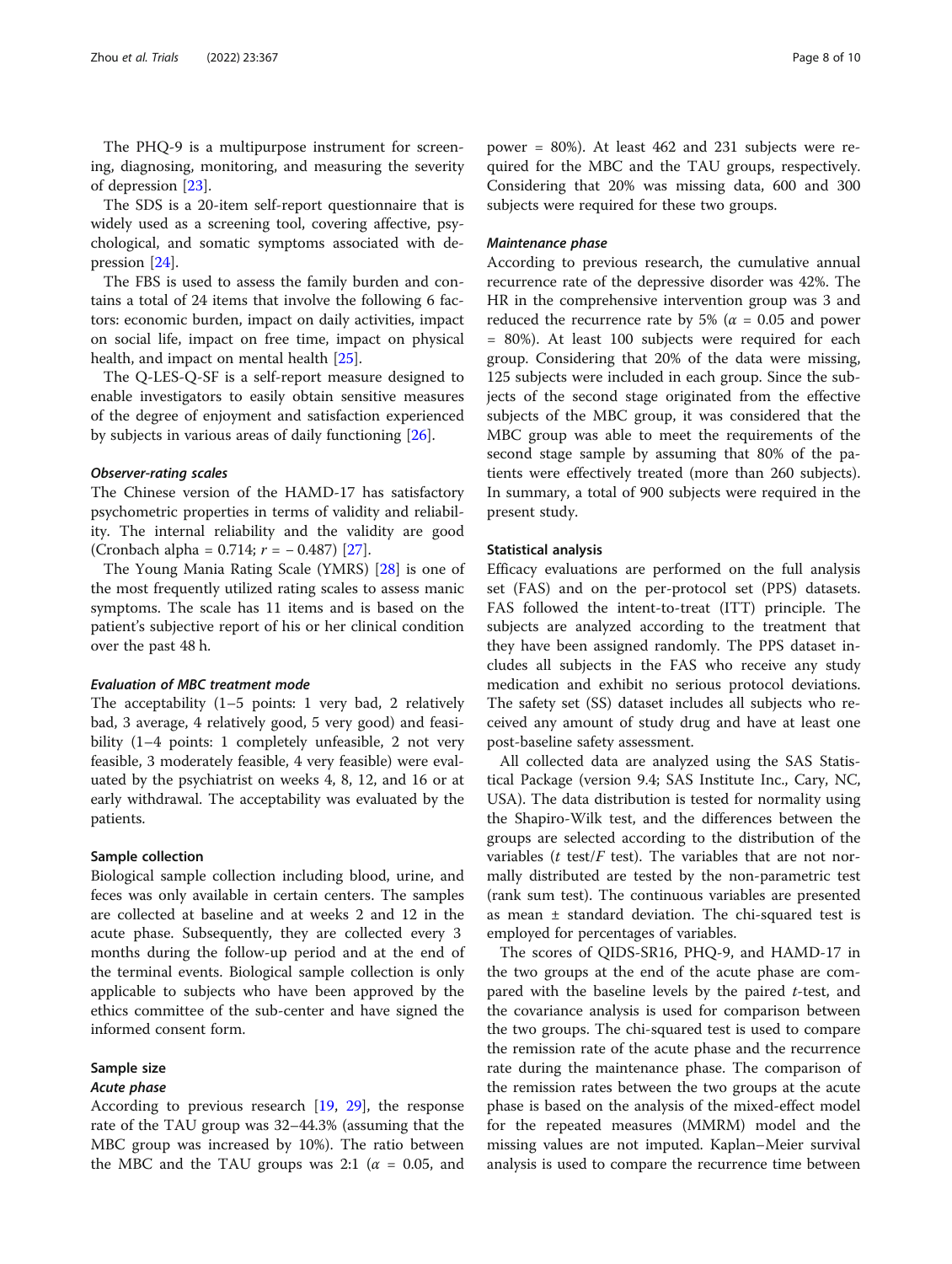The PHQ-9 is a multipurpose instrument for screening, diagnosing, monitoring, and measuring the severity of depression [23].

The SDS is a 20-item self-report questionnaire that is widely used as a screening tool, covering affective, psychological, and somatic symptoms associated with depression [24].

The FBS is used to assess the family burden and contains a total of 24 items that involve the following 6 factors: economic burden, impact on daily activities, impact on social life, impact on free time, impact on physical health, and impact on mental health [25].

The Q-LES-Q-SF is a self-report measure designed to enable investigators to easily obtain sensitive measures of the degree of enjoyment and satisfaction experienced by subjects in various areas of daily functioning [26].

#### *Observer-rating scales*

The Chinese version of the HAMD-17 has satisfactory psychometric properties in terms of validity and reliability. The internal reliability and the validity are good (Cronbach alpha = 0.714; $r = -0.487$) [27].

The Young Mania Rating Scale (YMRS) [28] is one of the most frequently utilized rating scales to assess manic symptoms. The scale has 11 items and is based on the patient's subjective report of his or her clinical condition over the past 48 h.

#### *Evaluation of MBC treatment mode*

The acceptability (1–5 points: 1 very bad, 2 relatively bad, 3 average, 4 relatively good, 5 very good) and feasibility (1–4 points: 1 completely unfeasible, 2 not very feasible, 3 moderately feasible, 4 very feasible) were evaluated by the psychiatrist on weeks 4, 8, 12, and 16 or at early withdrawal. The acceptability was evaluated by the patients.

### Sample collection

Biological sample collection including blood, urine, and feces was only available in certain centers. The samples are collected at baseline and at weeks 2 and 12 in the acute phase. Subsequently, they are collected every 3 months during the follow-up period and at the end of the terminal events. Biological sample collection is only applicable to subjects who have been approved by the ethics committee of the sub-center and have signed the informed consent form.

### Sample size

#### *Acute phase*

According to previous research [19, 29], the response rate of the TAU group was 32–44.3% (assuming that the MBC group was increased by 10%). The ratio between the MBC and the TAU groups was 2:1 ($\alpha$ = 0.05, and power = 80%). At least 462 and 231 subjects were required for the MBC and the TAU groups, respectively. Considering that 20% was missing data, 600 and 300 subjects were required for these two groups.

#### *Maintenance phase*

According to previous research, the cumulative annual recurrence rate of the depressive disorder was 42%. The HR in the comprehensive intervention group was 3 and reduced the recurrence rate by 5% ($\alpha$ = 0.05 and power = 80%). At least 100 subjects were required for each group. Considering that 20% of the data were missing, 125 subjects were included in each group. Since the subjects of the second stage originated from the effective subjects of the MBC group, it was considered that the MBC group was able to meet the requirements of the second stage sample by assuming that 80% of the patients were effectively treated (more than 260 subjects). In summary, a total of 900 subjects were required in the present study.

### Statistical analysis

Efficacy evaluations are performed on the full analysis set (FAS) and on the per-protocol set (PPS) datasets. FAS followed the intent-to-treat (ITT) principle. The subjects are analyzed according to the treatment that they have been assigned randomly. The PPS dataset includes all subjects in the FAS who receive any study medication and exhibit no serious protocol deviations. The safety set (SS) dataset includes all subjects who received any amount of study drug and have at least one post-baseline safety assessment.

All collected data are analyzed using the SAS Statistical Package (version 9.4; SAS Institute Inc., Cary, NC, USA). The data distribution is tested for normality using the Shapiro-Wilk test, and the differences between the groups are selected according to the distribution of the variables ($t$ test/$F$ test). The variables that are not normally distributed are tested by the non-parametric test (rank sum test). The continuous variables are presented as mean ± standard deviation. The chi-squared test is employed for percentages of variables.

The scores of QIDS-SR16, PHQ-9, and HAMD-17 in the two groups at the end of the acute phase are compared with the baseline levels by the paired $t$-test, and the covariance analysis is used for comparison between the two groups. The chi-squared test is used to compare the remission rate of the acute phase and the recurrence rate during the maintenance phase. The comparison of the remission rates between the two groups at the acute phase is based on the analysis of the mixed-effect model for the repeated measures (MMRM) model and the missing values are not imputed. Kaplan–Meier survival analysis is used to compare the recurrence time between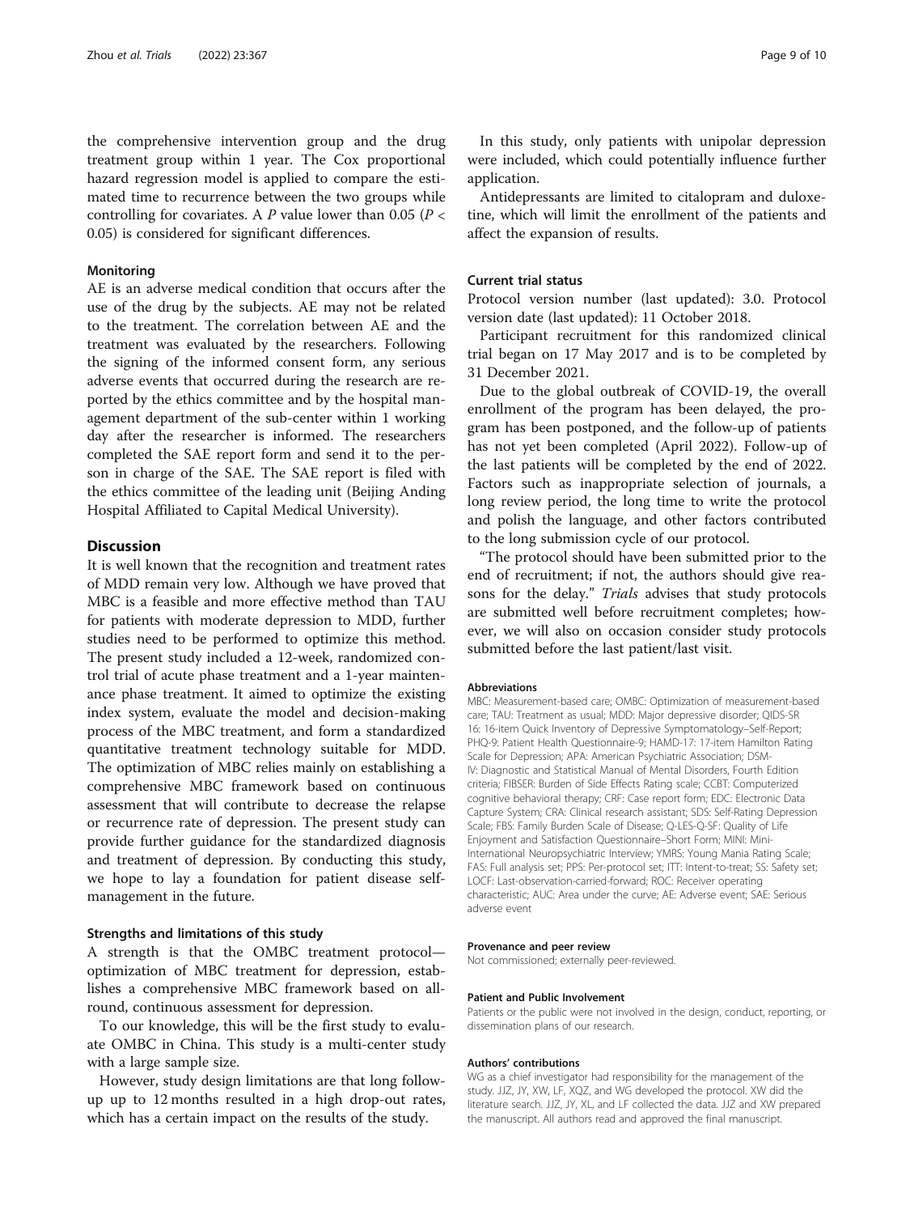the comprehensive intervention group and the drug treatment group within 1 year. The Cox proportional hazard regression model is applied to compare the estimated time to recurrence between the two groups while controlling for covariates. A $P$ value lower than 0.05 ($P < 0.05$) is considered for significant differences.

### Monitoring

AE is an adverse medical condition that occurs after the use of the drug by the subjects. AE may not be related to the treatment. The correlation between AE and the treatment was evaluated by the researchers. Following the signing of the informed consent form, any serious adverse events that occurred during the research are reported by the ethics committee and by the hospital management department of the sub-center within 1 working day after the researcher is informed. The researchers completed the SAE report form and send it to the person in charge of the SAE. The SAE report is filed with the ethics committee of the leading unit (Beijing Anding Hospital Affiliated to Capital Medical University).

## Discussion

It is well known that the recognition and treatment rates of MDD remain very low. Although we have proved that MBC is a feasible and more effective method than TAU for patients with moderate depression to MDD, further studies need to be performed to optimize this method. The present study included a 12-week, randomized control trial of acute phase treatment and a 1-year maintenance phase treatment. It aimed to optimize the existing index system, evaluate the model and decision-making process of the MBC treatment, and form a standardized quantitative treatment technology suitable for MDD. The optimization of MBC relies mainly on establishing a comprehensive MBC framework based on continuous assessment that will contribute to decrease the relapse or recurrence rate of depression. The present study can provide further guidance for the standardized diagnosis and treatment of depression. By conducting this study, we hope to lay a foundation for patient disease self-management in the future.

### Strengths and limitations of this study

A strength is that the OMBC treatment protocol—optimization of MBC treatment for depression, establishes a comprehensive MBC framework based on all-round, continuous assessment for depression.

To our knowledge, this will be the first study to evaluate OMBC in China. This study is a multi-center study with a large sample size.

However, study design limitations are that long follow-up up to 12 months resulted in a high drop-out rates, which has a certain impact on the results of the study.

In this study, only patients with unipolar depression were included, which could potentially influence further application.

Antidepressants are limited to citalopram and duloxetine, which will limit the enrollment of the patients and affect the expansion of results.

### Current trial status

Protocol version number (last updated): 3.0. Protocol version date (last updated): 11 October 2018.

Participant recruitment for this randomized clinical trial began on 17 May 2017 and is to be completed by 31 December 2021.

Due to the global outbreak of COVID-19, the overall enrollment of the program has been delayed, the program has been postponed, and the follow-up of patients has not yet been completed (April 2022). Follow-up of the last patients will be completed by the end of 2022. Factors such as inappropriate selection of journals, a long review period, the long time to write the protocol and polish the language, and other factors contributed to the long submission cycle of our protocol.

"The protocol should have been submitted prior to the end of recruitment; if not, the authors should give reasons for the delay." *Trials* advises that study protocols are submitted well before recruitment completes; however, we will also on occasion consider study protocols submitted before the last patient/last visit.

#### Abbreviations

MBC: Measurement-based care; OMBC: Optimization of measurement-based care; TAU: Treatment as usual; MDD: Major depressive disorder; QIDS-SR 16: 16-item Quick Inventory of Depressive Symptomatology–Self-Report; PHQ-9: Patient Health Questionnaire-9; HAMD-17: 17-item Hamilton Rating Scale for Depression; APA: American Psychiatric Association; DSM-IV: Diagnostic and Statistical Manual of Mental Disorders, Fourth Edition criteria; FIBSER: Burden of Side Effects Rating scale; CCBT: Computerized cognitive behavioral therapy; CRF: Case report form; EDC: Electronic Data Capture System; CRA: Clinical research assistant; SDS: Self-Rating Depression Scale; FBS: Family Burden Scale of Disease; Q-LES-Q-SF: Quality of Life Enjoyment and Satisfaction Questionnaire–Short Form; MINI: Mini-International Neuropsychiatric Interview; YMRS: Young Mania Rating Scale; FAS: Full analysis set; PPS: Per-protocol set; ITT: Intent-to-treat; SS: Safety set; LOCF: Last-observation-carried-forward; ROC: Receiver operating characteristic; AUC: Area under the curve; AE: Adverse event; SAE: Serious adverse event

#### Provenance and peer review

Not commissioned; externally peer-reviewed.

#### Patient and Public Involvement

Patients or the public were not involved in the design, conduct, reporting, or dissemination plans of our research.

#### Authors' contributions

WG as a chief investigator had responsibility for the management of the study. JJZ, JY, XW, LF, XQZ, and WG developed the protocol. XW did the literature search. JJZ, JY, XL, and LF collected the data. JJZ and XW prepared the manuscript. All authors read and approved the final manuscript.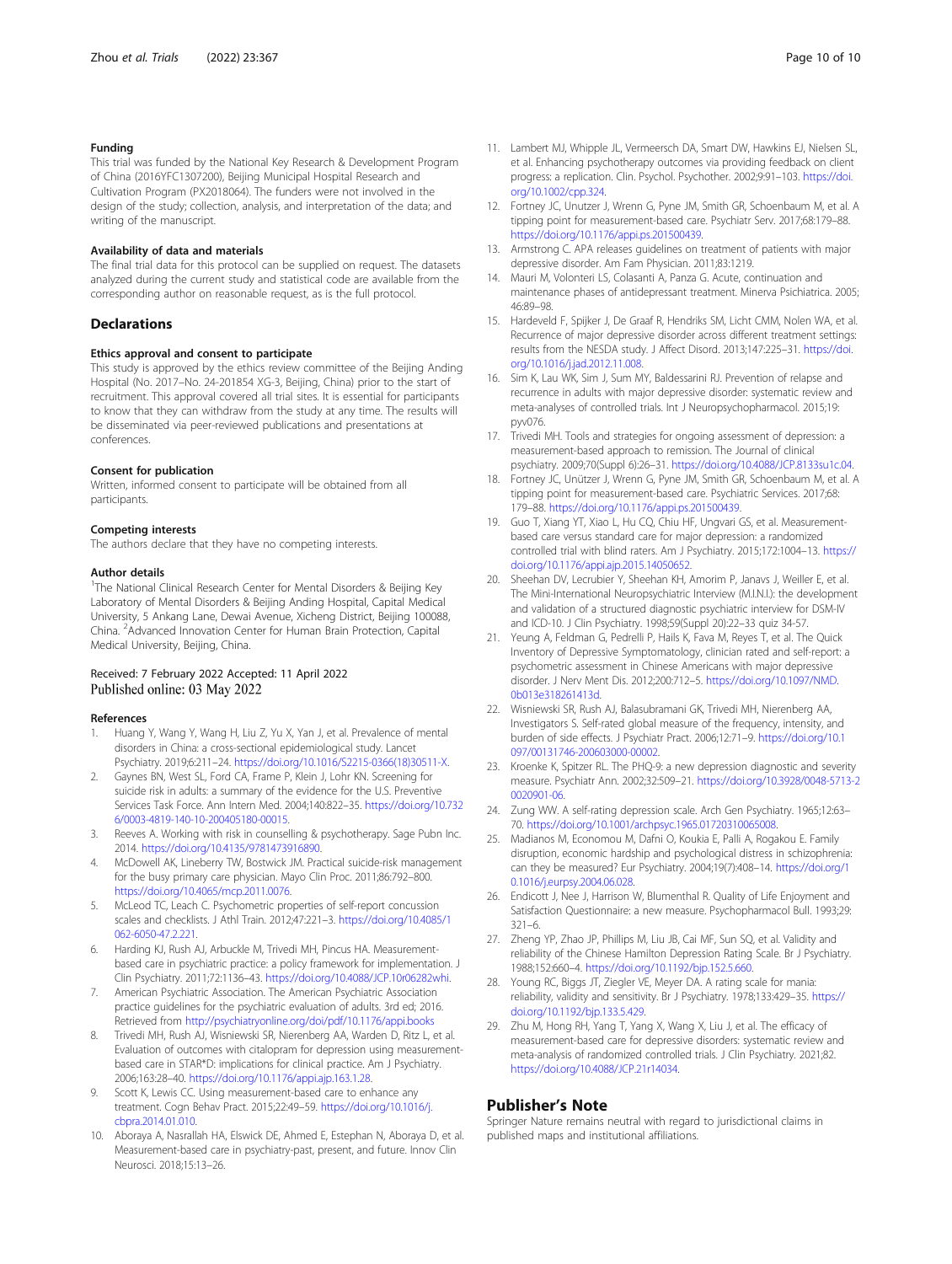### Funding

This trial was funded by the National Key Research & Development Program of China (2016YFC1307200), Beijing Municipal Hospital Research and Cultivation Program (PX2018064). The funders were not involved in the design of the study; collection, analysis, and interpretation of the data; and writing of the manuscript.

### Availability of data and materials

The final trial data for this protocol can be supplied on request. The datasets analyzed during the current study and statistical code are available from the corresponding author on reasonable request, as is the full protocol.

## Declarations

### Ethics approval and consent to participate

This study is approved by the ethics review committee of the Beijing Anding Hospital (No. 2017–No. 24-201854 XG-3, Beijing, China) prior to the start of recruitment. This approval covered all trial sites. It is essential for participants to know that they can withdraw from the study at any time. The results will be disseminated via peer-reviewed publications and presentations at conferences.

### Consent for publication

Written, informed consent to participate will be obtained from all participants.

### Competing interests

The authors declare that they have no competing interests.

### Author details

[1]The National Clinical Research Center for Mental Disorders & Beijing Key Laboratory of Mental Disorders & Beijing Anding Hospital, Capital Medical University, 5 Ankang Lane, Dewai Avenue, Xicheng District, Beijing 100088, China. [2]Advanced Innovation Center for Human Brain Protection, Capital Medical University, Beijing, China.

Received: 7 February 2022 Accepted: 11 April 2022
Published online: 03 May 2022

### References

1. Huang Y, Wang Y, Wang H, Liu Z, Yu X, Yan J, et al. Prevalence of mental disorders in China: a cross-sectional epidemiological study. Lancet Psychiatry. 2019;6:211–24. https://doi.org/10.1016/S2215-0366(18)30511-X.
2. Gaynes BN, West SL, Ford CA, Frame P, Klein J, Lohr KN. Screening for suicide risk in adults: a summary of the evidence for the U.S. Preventive Services Task Force. Ann Intern Med. 2004;140:822–35. https://doi.org/10.7326/0003-4819-140-10-200405180-00015.
3. Reeves A. Working with risk in counselling & psychotherapy. Sage Pubn Inc. 2014. https://doi.org/10.4135/9781473916890.
4. McDowell AK, Lineberry TW, Bostwick JM. Practical suicide-risk management for the busy primary care physician. Mayo Clin Proc. 2011;86:792–800. https://doi.org/10.4065/mcp.2011.0076.
5. McLeod TC, Leach C. Psychometric properties of self-report concussion scales and checklists. J Athl Train. 2012;47:221–3. https://doi.org/10.4085/1062-6050-47.2.221.
6. Harding KJ, Rush AJ, Arbuckle M, Trivedi MH, Pincus HA. Measurement-based care in psychiatric practice: a policy framework for implementation. J Clin Psychiatry. 2011;72:1136–43. https://doi.org/10.4088/JCP.10r06282whi.
7. American Psychiatric Association. The American Psychiatric Association practice guidelines for the psychiatric evaluation of adults. 3rd ed; 2016. Retrieved from http://psychiatryonline.org/doi/pdf/10.1176/appi.books
8. Trivedi MH, Rush AJ, Wisniewski SR, Nierenberg AA, Warden D, Ritz L, et al. Evaluation of outcomes with citalopram for depression using measurement-based care in STAR*D: implications for clinical practice. Am J Psychiatry. 2006;163:28–40. https://doi.org/10.1176/appi.ajp.163.1.28.
9. Scott K, Lewis CC. Using measurement-based care to enhance any treatment. Cogn Behav Pract. 2015;22:49–59. https://doi.org/10.1016/j.cbpra.2014.01.010.
10. Aboraya A, Nasrallah HA, Elswick DE, Ahmed E, Estephan N, Aboraya D, et al. Measurement-based care in psychiatry-past, present, and future. Innov Clin Neurosci. 2018;15:13–26.
11. Lambert MJ, Whipple JL, Vermeersch DA, Smart DW, Hawkins EJ, Nielsen SL, et al. Enhancing psychotherapy outcomes via providing feedback on client progress: a replication. Clin. Psychol. Psychother. 2002;9:91–103. https://doi.org/10.1002/cpp.324.
12. Fortney JC, Unutzer J, Wrenn G, Pyne JM, Smith GR, Schoenbaum M, et al. A tipping point for measurement-based care. Psychiatr Serv. 2017;68:179–88. https://doi.org/10.1176/appi.ps.201500439.
13. Armstrong C. APA releases guidelines on treatment of patients with major depressive disorder. Am Fam Physician. 2011;83:1219.
14. Mauri M, Volonteri LS, Colasanti A, Panza G. Acute, continuation and maintenance phases of antidepressant treatment. Minerva Psichiatrica. 2005; 46:89–98.
15. Hardeveld F, Spijker J, De Graaf R, Hendriks SM, Licht CMM, Nolen WA, et al. Recurrence of major depressive disorder across different treatment settings: results from the NESDA study. J Affect Disord. 2013;147:225–31. https://doi.org/10.1016/j.jad.2012.11.008.
16. Sim K, Lau WK, Sim J, Sum MY, Baldessarini RJ. Prevention of relapse and recurrence in adults with major depressive disorder: systematic review and meta-analyses of controlled trials. Int J Neuropsychopharmacol. 2015;19: pyv076.
17. Trivedi MH. Tools and strategies for ongoing assessment of depression: a measurement-based approach to remission. The Journal of clinical psychiatry. 2009;70(Suppl 6):26–31. https://doi.org/10.4088/JCP.8133su1c.04.
18. Fortney JC, Unützer J, Wrenn G, Pyne JM, Smith GR, Schoenbaum M, et al. A tipping point for measurement-based care. Psychiatric Services. 2017;68: 179–88. https://doi.org/10.1176/appi.ps.201500439.
19. Guo T, Xiang YT, Xiao L, Hu CQ, Chiu HF, Ungvari GS, et al. Measurement-based care versus standard care for major depression: a randomized controlled trial with blind raters. Am J Psychiatry. 2015;172:1004–13. https://doi.org/10.1176/appi.ajp.2015.14050652.
20. Sheehan DV, Lecrubier Y, Sheehan KH, Amorim P, Janavs J, Weiller E, et al. The Mini-International Neuropsychiatric Interview (M.I.N.I.): the development and validation of a structured diagnostic psychiatric interview for DSM-IV and ICD-10. J Clin Psychiatry. 1998;59(Suppl 20):22–33 quiz 34-57.
21. Yeung A, Feldman G, Pedrelli P, Hails K, Fava M, Reyes T, et al. The Quick Inventory of Depressive Symptomatology, clinician rated and self-report: a psychometric assessment in Chinese Americans with major depressive disorder. J Nerv Ment Dis. 2012;200:712–5. https://doi.org/10.1097/NMD.0b013e318261413d.
22. Wisniewski SR, Rush AJ, Balasubramani GK, Trivedi MH, Nierenberg AA, Investigators S. Self-rated global measure of the frequency, intensity, and burden of side effects. J Psychiatr Pract. 2006;12:71–9. https://doi.org/10.1097/00131746-200603000-00002.
23. Kroenke K, Spitzer RL. The PHQ-9: a new depression diagnostic and severity measure. Psychiatr Ann. 2002;32:509–21. https://doi.org/10.3928/0048-5713-20020901-06.
24. Zung WW. A self-rating depression scale. Arch Gen Psychiatry. 1965;12:63–70. https://doi.org/10.1001/archpsyc.1965.01720310065008.
25. Madianos M, Economou M, Dafni O, Koukia E, Palli A, Rogakou E. Family disruption, economic hardship and psychological distress in schizophrenia: can they be measured? Eur Psychiatry. 2004;19(7):408–14. https://doi.org/10.1016/j.eurpsy.2004.06.028.
26. Endicott J, Nee J, Harrison W, Blumenthal R. Quality of Life Enjoyment and Satisfaction Questionnaire: a new measure. Psychopharmacol Bull. 1993;29: 321–6.
27. Zheng YP, Zhao JP, Phillips M, Liu JB, Cai MF, Sun SQ, et al. Validity and reliability of the Chinese Hamilton Depression Rating Scale. Br J Psychiatry. 1988;152:660–4. https://doi.org/10.1192/bjp.152.5.660.
28. Young RC, Biggs JT, Ziegler VE, Meyer DA. A rating scale for mania: reliability, validity and sensitivity. Br J Psychiatry. 1978;133:429–35. https://doi.org/10.1192/bjp.133.5.429.
29. Zhu M, Hong RH, Yang T, Yang X, Wang X, Liu J, et al. The efficacy of measurement-based care for depressive disorders: systematic review and meta-analysis of randomized controlled trials. J Clin Psychiatry. 2021;82. https://doi.org/10.4088/JCP.21r14034.

## Publisher's Note

Springer Nature remains neutral with regard to jurisdictional claims in published maps and institutional affiliations.